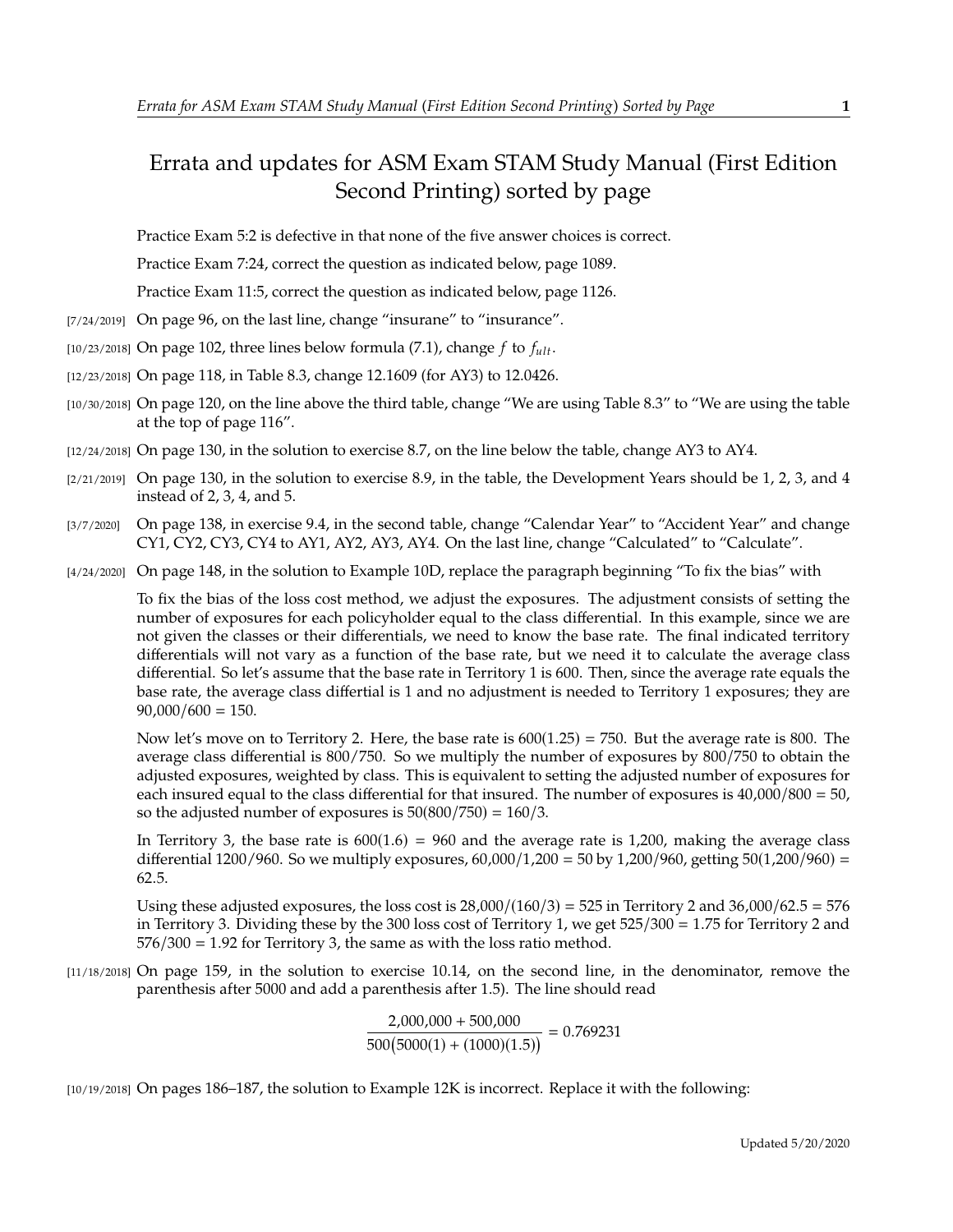# Errata and updates for ASM Exam STAM Study Manual (First Edition Second Printing) sorted by page

Practice Exam 5:2 is defective in that none of the five answer choices is correct.

Practice Exam 7:24, correct the question as indicated below, page 1089.

Practice Exam 11:5, correct the question as indicated below, page 1126.

[7/24/2019] On page 96, on the last line, change "insurane" to "insurance".

[10/23/2018] On page 102, three lines below formula (7.1), change $f$ to $f_{ult}$.

[12/23/2018] On page 118, in Table 8.3, change 12.1609 (for AY3) to 12.0426.

[10/30/2018] On page 120, on the line above the third table, change "We are using Table 8.3" to "We are using the table at the top of page 116".

[12/24/2018] On page 130, in the solution to exercise 8.7, on the line below the table, change AY3 to AY4.

[2/21/2019] On page 130, in the solution to exercise 8.9, in the table, the Development Years should be 1, 2, 3, and 4 instead of 2, 3, 4, and 5.

[3/7/2020] On page 138, in exercise 9.4, in the second table, change "Calendar Year" to "Accident Year" and change CY1, CY2, CY3, CY4 to AY1, AY2, AY3, AY4. On the last line, change "Calculated" to "Calculate".

[4/24/2020] On page 148, in the solution to Example 10D, replace the paragraph beginning "To fix the bias" with

To fix the bias of the loss cost method, we adjust the exposures. The adjustment consists of setting the number of exposures for each policyholder equal to the class differential. In this example, since we are not given the classes or their differentials, we need to know the base rate. The final indicated territory differentials will not vary as a function of the base rate, but we need it to calculate the average class differential. So let's assume that the base rate in Territory 1 is 600. Then, since the average rate equals the base rate, the average class differtial is 1 and no adjustment is needed to Territory 1 exposures; they are $90{,}000/600 = 150$.

Now let's move on to Territory 2. Here, the base rate is $600(1.25) = 750$. But the average rate is 800. The average class differential is $800/750$. So we multiply the number of exposures by $800/750$ to obtain the adjusted exposures, weighted by class. This is equivalent to setting the adjusted number of exposures for each insured equal to the class differential for that insured. The number of exposures is $40{,}000/800 = 50$, so the adjusted number of exposures is $50(800/750) = 160/3$.

In Territory 3, the base rate is $600(1.6) = 960$ and the average rate is 1,200, making the average class differential $1200/960$. So we multiply exposures, $60{,}000/1{,}200 = 50$ by $1{,}200/960$, getting $50(1{,}200/960) = 62.5$.

Using these adjusted exposures, the loss cost is $28{,}000/(160/3) = 525$ in Territory 2 and $36{,}000/62.5 = 576$ in Territory 3. Dividing these by the 300 loss cost of Territory 1, we get $525/300 = 1.75$ for Territory 2 and $576/300 = 1.92$ for Territory 3, the same as with the loss ratio method.

[11/18/2018] On page 159, in the solution to exercise 10.14, on the second line, in the denominator, remove the parenthesis after 5000 and add a parenthesis after 1.5). The line should read

$$\frac{2{,}000{,}000 + 500{,}000}{500\big(5000(1) + (1000)(1.5)\big)} = 0.769231$$

[10/19/2018] On pages 186–187, the solution to Example 12K is incorrect. Replace it with the following: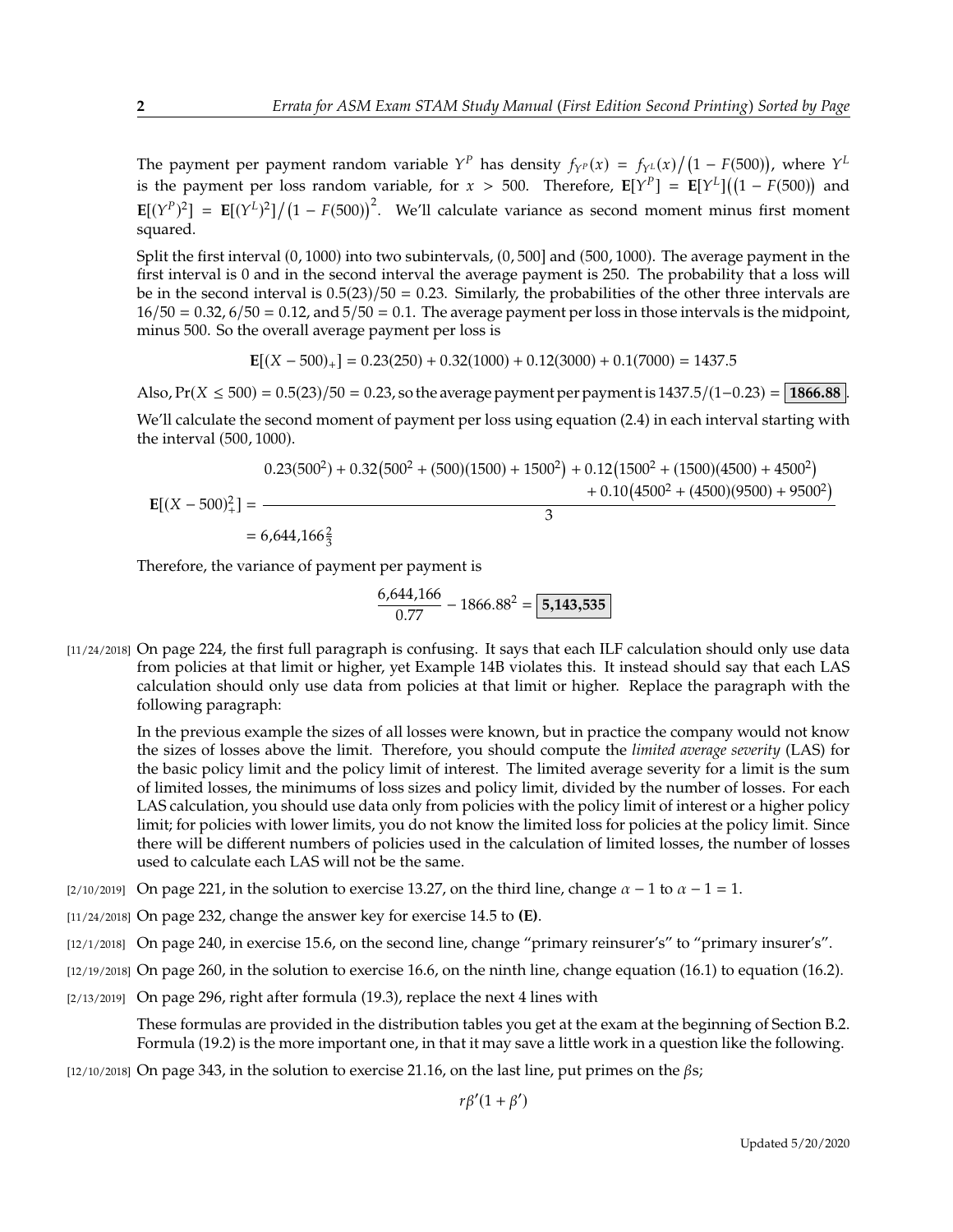The payment per payment random variable $Y^P$ has density $f_{Y^P}(x) = f_{Y^L}(x)/\big(1 - F(500)\big)$, where $Y^L$ is the payment per loss random variable, for $x > 500$. Therefore, $\mathbf{E}[Y^P] = \mathbf{E}[Y^L]\big(\big(1 - F(500)\big)$ and $\mathbf{E}[(Y^P)^2] = \mathbf{E}[(Y^L)^2]/\big(1 - F(500)\big)^2$. We'll calculate variance as second moment minus first moment squared.

Split the first interval $(0, 1000)$ into two subintervals, $(0, 500]$ and $(500, 1000)$. The average payment in the first interval is 0 and in the second interval the average payment is 250. The probability that a loss will be in the second interval is $0.5(23)/50 = 0.23$. Similarly, the probabilities of the other three intervals are $16/50 = 0.32$, $6/50 = 0.12$, and $5/50 = 0.1$. The average payment per loss in those intervals is the midpoint, minus 500. So the overall average payment per loss is

$$\mathbf{E}[(X - 500)_+] = 0.23(250) + 0.32(1000) + 0.12(3000) + 0.1(7000) = 1437.5$$

Also, $\Pr(X \le 500) = 0.5(23)/50 = 0.23$, so the average payment per payment is $1437.5/(1-0.23) = \boxed{\mathbf{1866.88}}$.

We'll calculate the second moment of payment per loss using equation (2.4) in each interval starting with the interval $(500, 1000)$.

$$\mathbf{E}[(X - 500)_+^2] = \frac{0.23(500^2) + 0.32\big(500^2 + (500)(1500) + 1500^2\big) + 0.12\big(1500^2 + (1500)(4500) + 4500^2\big) + 0.10\big(4500^2 + (4500)(9500) + 9500^2\big)}{3}$$
$$= 6{,}644{,}166\tfrac{2}{3}$$

Therefore, the variance of payment per payment is

$$\frac{6{,}644{,}166}{0.77} - 1866.88^2 = \boxed{\mathbf{5{,}143{,}535}}$$

[11/24/2018] On page 224, the first full paragraph is confusing. It says that each ILF calculation should only use data from policies at that limit or higher, yet Example 14B violates this. It instead should say that each LAS calculation should only use data from policies at that limit or higher. Replace the paragraph with the following paragraph:

> In the previous example the sizes of all losses were known, but in practice the company would not know the sizes of losses above the limit. Therefore, you should compute the *limited average severity* (LAS) for the basic policy limit and the policy limit of interest. The limited average severity for a limit is the sum of limited losses, the minimums of loss sizes and policy limit, divided by the number of losses. For each LAS calculation, you should use data only from policies with the policy limit of interest or a higher policy limit; for policies with lower limits, you do not know the limited loss for policies at the policy limit. Since there will be different numbers of policies used in the calculation of limited losses, the number of losses used to calculate each LAS will not be the same.

[2/10/2019] On page 221, in the solution to exercise 13.27, on the third line, change $\alpha - 1$ to $\alpha - 1 = 1$.

[11/24/2018] On page 232, change the answer key for exercise 14.5 to **(E)**.

[12/1/2018] On page 240, in exercise 15.6, on the second line, change "primary reinsurer's" to "primary insurer's".

[12/19/2018] On page 260, in the solution to exercise 16.6, on the ninth line, change equation (16.1) to equation (16.2).

[2/13/2019] On page 296, right after formula (19.3), replace the next 4 lines with

> These formulas are provided in the distribution tables you get at the exam at the beginning of Section B.2. Formula (19.2) is the more important one, in that it may save a little work in a question like the following.

[12/10/2018] On page 343, in the solution to exercise 21.16, on the last line, put primes on the $\beta$s;

$$r\beta'(1 + \beta')$$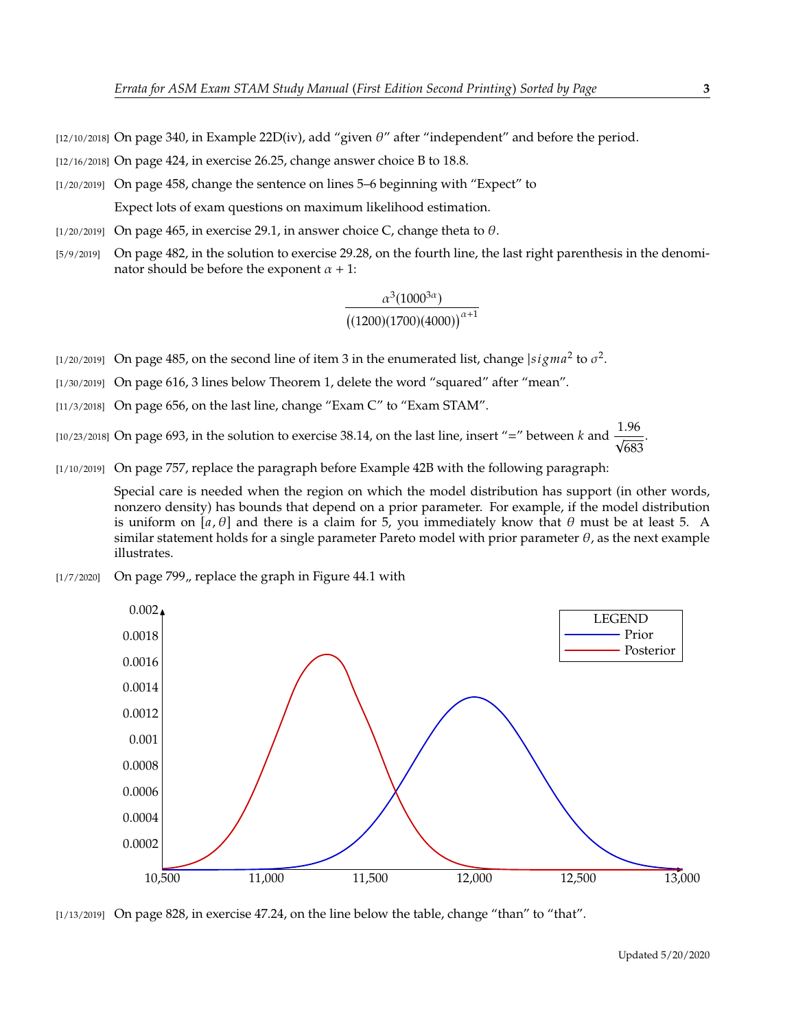[12/10/2018] On page 340, in Example 22D(iv), add "given $\theta$" after "independent" and before the period.

[12/16/2018] On page 424, in exercise 26.25, change answer choice B to 18.8.

[1/20/2019] On page 458, change the sentence on lines 5–6 beginning with "Expect" to

Expect lots of exam questions on maximum likelihood estimation.

[1/20/2019] On page 465, in exercise 29.1, in answer choice C, change theta to $\theta$.

[5/9/2019] On page 482, in the solution to exercise 29.28, on the fourth line, the last right parenthesis in the denominator should be before the exponent $\alpha + 1$:

$$\frac{\alpha^3(1000^{3\alpha})}{\big((1200)(1700)(4000)\big)^{\alpha+1}}$$

[1/20/2019] On page 485, on the second line of item 3 in the enumerated list, change $|sigma^2$ to $\sigma^2$.

[1/30/2019] On page 616, 3 lines below Theorem 1, delete the word "squared" after "mean".

[11/3/2018] On page 656, on the last line, change "Exam C" to "Exam STAM".

[10/23/2018] On page 693, in the solution to exercise 38.14, on the last line, insert "=" between $k$ and $\dfrac{1.96}{\sqrt{683}}$.

[1/10/2019] On page 757, replace the paragraph before Example 42B with the following paragraph:

Special care is needed when the region on which the model distribution has support (in other words, nonzero density) has bounds that depend on a prior parameter. For example, if the model distribution is uniform on $[a, \theta]$ and there is a claim for 5, you immediately know that $\theta$ must be at least 5. A similar statement holds for a single parameter Pareto model with prior parameter $\theta$, as the next example illustrates.

[1/7/2020] On page 799,, replace the graph in Figure 44.1 with

[1/13/2019] On page 828, in exercise 47.24, on the line below the table, change "than" to "that".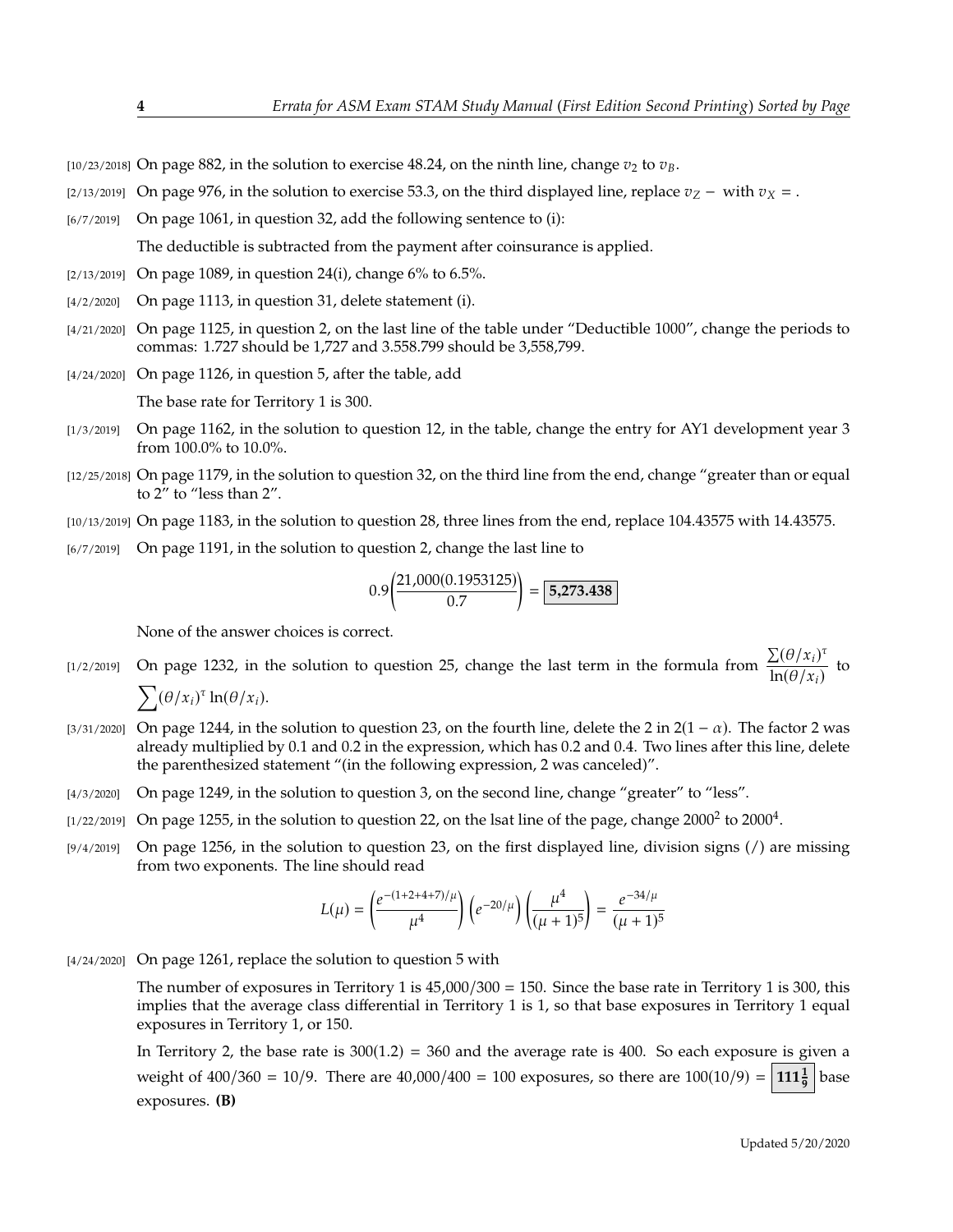[10/23/2018] On page 882, in the solution to exercise 48.24, on the ninth line, change $v_2$ to $v_B$.

[2/13/2019] On page 976, in the solution to exercise 53.3, on the third displayed line, replace $v_Z -$ with $v_X =$.

[6/7/2019] On page 1061, in question 32, add the following sentence to (i):

The deductible is subtracted from the payment after coinsurance is applied.

[2/13/2019] On page 1089, in question 24(i), change 6% to 6.5%.

[4/2/2020] On page 1113, in question 31, delete statement (i).

[4/21/2020] On page 1125, in question 2, on the last line of the table under "Deductible 1000", change the periods to commas: 1.727 should be 1,727 and 3.558.799 should be 3,558,799.

[4/24/2020] On page 1126, in question 5, after the table, add

The base rate for Territory 1 is 300.

[1/3/2019] On page 1162, in the solution to question 12, in the table, change the entry for AY1 development year 3 from 100.0% to 10.0%.

[12/25/2018] On page 1179, in the solution to question 32, on the third line from the end, change "greater than or equal to 2" to "less than 2".

[10/13/2019] On page 1183, in the solution to question 28, three lines from the end, replace 104.43575 with 14.43575.

[6/7/2019] On page 1191, in the solution to question 2, change the last line to

$$0.9\left(\frac{21{,}000(0.1953125)}{0.7}\right) = \boxed{\mathbf{5{,}273.438}}$$

None of the answer choices is correct.

[1/2/2019] On page 1232, in the solution to question 25, change the last term in the formula from $\dfrac{\sum(\theta/x_i)^\tau}{\ln(\theta/x_i)}$ to $\sum(\theta/x_i)^\tau \ln(\theta/x_i)$.

[3/31/2020] On page 1244, in the solution to question 23, on the fourth line, delete the 2 in $2(1-\alpha)$. The factor 2 was already multiplied by 0.1 and 0.2 in the expression, which has 0.2 and 0.4. Two lines after this line, delete the parenthesized statement "(in the following expression, 2 was canceled)".

[4/3/2020] On page 1249, in the solution to question 3, on the second line, change "greater" to "less".

[1/22/2019] On page 1255, in the solution to question 22, on the lsat line of the page, change $2000^2$ to $2000^4$.

[9/4/2019] On page 1256, in the solution to question 23, on the first displayed line, division signs (/) are missing from two exponents. The line should read

$$L(\mu) = \left(\frac{e^{-(1+2+4+7)/\mu}}{\mu^4}\right)\left(e^{-20/\mu}\right)\left(\frac{\mu^4}{(\mu+1)^5}\right) = \frac{e^{-34/\mu}}{(\mu+1)^5}$$

[4/24/2020] On page 1261, replace the solution to question 5 with

The number of exposures in Territory 1 is 45,000/300 = 150. Since the base rate in Territory 1 is 300, this implies that the average class differential in Territory 1 is 1, so that base exposures in Territory 1 equal exposures in Territory 1, or 150.

In Territory 2, the base rate is 300(1.2) = 360 and the average rate is 400. So each exposure is given a weight of 400/360 = 10/9. There are 40,000/400 = 100 exposures, so there are 100(10/9) = $\boxed{\mathbf{111\tfrac{1}{9}}}$ base exposures. **(B)**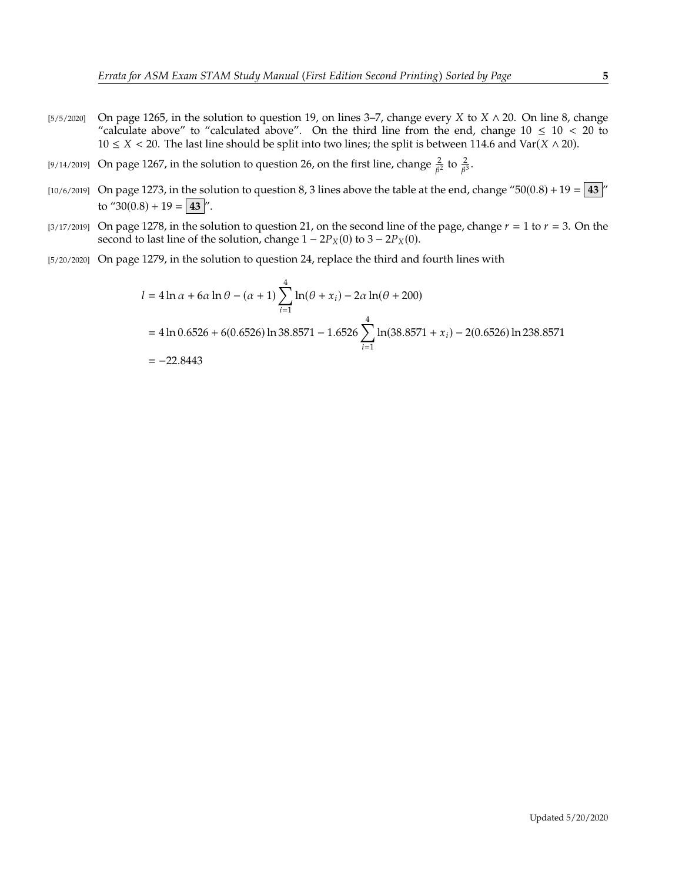[5/5/2020] On page 1265, in the solution to question 19, on lines 3–7, change every $X$ to $X \wedge 20$. On line 8, change "calculate above" to "calculated above". On the third line from the end, change $10 \leq 10 < 20$ to $10 \leq X < 20$. The last line should be split into two lines; the split is between 114.6 and $\mathrm{Var}(X \wedge 20)$.

[9/14/2019] On page 1267, in the solution to question 26, on the first line, change $\frac{2}{\beta^2}$ to $\frac{2}{\beta^3}$.

[10/6/2019] On page 1273, in the solution to question 8, 3 lines above the table at the end, change "$50(0.8) + 19 = \boxed{\mathbf{43}}$" to "$30(0.8) + 19 = \boxed{\mathbf{43}}$".

[3/17/2019] On page 1278, in the solution to question 21, on the second line of the page, change $r = 1$ to $r = 3$. On the second to last line of the solution, change $1 - 2P_X(0)$ to $3 - 2P_X(0)$.

[5/20/2020] On page 1279, in the solution to question 24, replace the third and fourth lines with

$$
\begin{aligned}
l &= 4 \ln \alpha + 6\alpha \ln \theta - (\alpha + 1) \sum_{i=1}^{4} \ln(\theta + x_i) - 2\alpha \ln(\theta + 200) \\
&= 4 \ln 0.6526 + 6(0.6526) \ln 38.8571 - 1.6526 \sum_{i=1}^{4} \ln(38.8571 + x_i) - 2(0.6526) \ln 238.8571 \\
&= -22.8443
\end{aligned}
$$